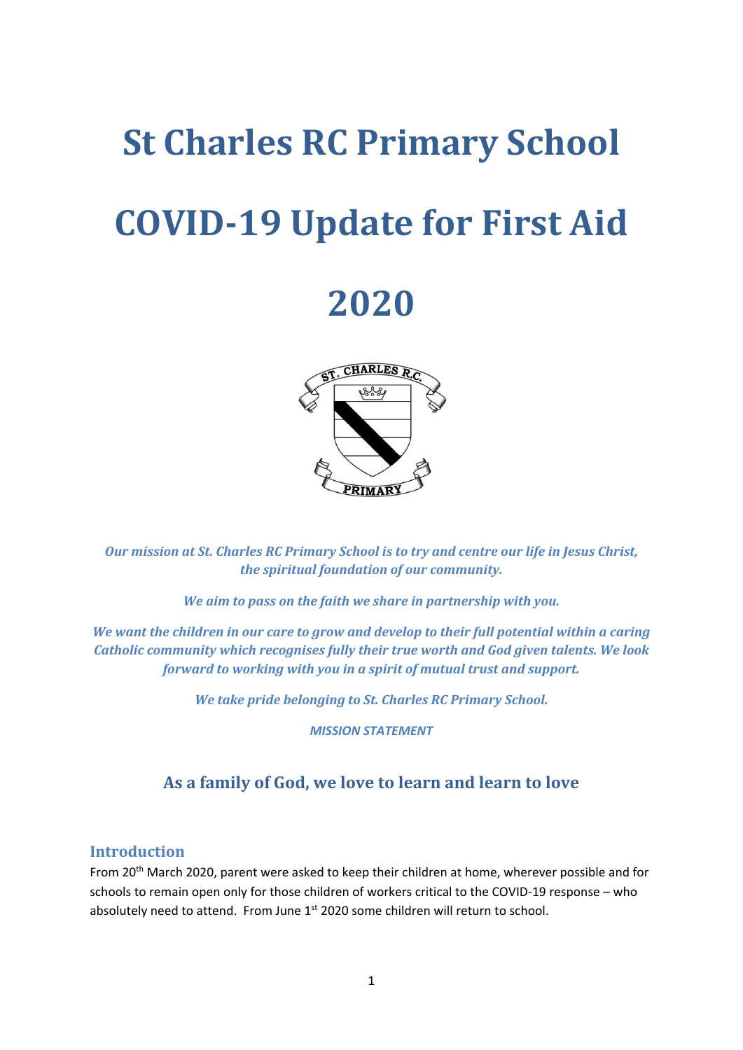# St Charles RC Primary School

# COVID-19 Update for First Aid

# 2020

***Our mission at St. Charles RC Primary School is to try and centre our life in Jesus Christ, the spiritual foundation of our community.***

***We aim to pass on the faith we share in partnership with you.***

***We want the children in our care to grow and develop to their full potential within a caring Catholic community which recognises fully their true worth and God given talents. We look forward to working with you in a spirit of mutual trust and support.***

***We take pride belonging to St. Charles RC Primary School.***

***MISSION STATEMENT***

### As a family of God, we love to learn and learn to love

## Introduction

From 20th March 2020, parent were asked to keep their children at home, wherever possible and for schools to remain open only for those children of workers critical to the COVID-19 response – who absolutely need to attend. From June 1st 2020 some children will return to school.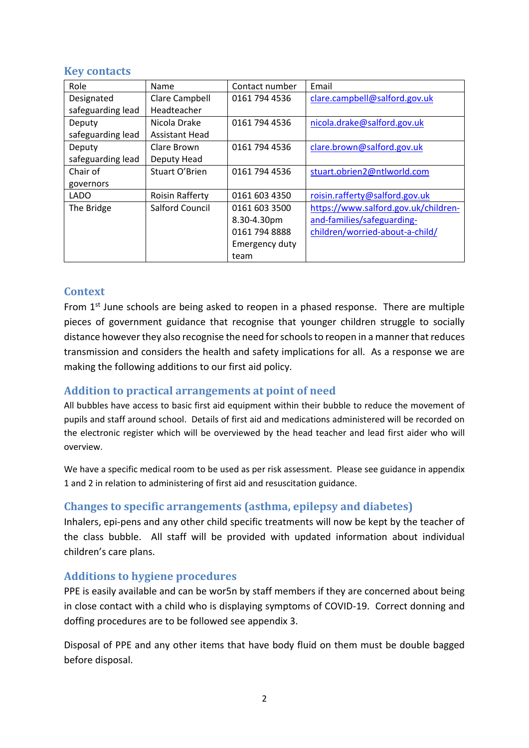## Key contacts

| Role | Name | Contact number | Email |
|---|---|---|---|
| Designated safeguarding lead | Clare Campbell Headteacher | 0161 794 4536 | clare.campbell@salford.gov.uk |
| Deputy safeguarding lead | Nicola Drake Assistant Head | 0161 794 4536 | nicola.drake@salford.gov.uk |
| Deputy safeguarding lead | Clare Brown Deputy Head | 0161 794 4536 | clare.brown@salford.gov.uk |
| Chair of governors | Stuart O'Brien | 0161 794 4536 | stuart.obrien2@ntlworld.com |
| LADO | Roisin Rafferty | 0161 603 4350 | roisin.rafferty@salford.gov.uk |
| The Bridge | Salford Council | 0161 603 3500 8.30-4.30pm 0161 794 8888 Emergency duty team | https://www.salford.gov.uk/children-and-families/safeguarding-children/worried-about-a-child/ |

## Context

From 1st June schools are being asked to reopen in a phased response. There are multiple pieces of government guidance that recognise that younger children struggle to socially distance however they also recognise the need for schools to reopen in a manner that reduces transmission and considers the health and safety implications for all. As a response we are making the following additions to our first aid policy.

## Addition to practical arrangements at point of need

All bubbles have access to basic first aid equipment within their bubble to reduce the movement of pupils and staff around school. Details of first aid and medications administered will be recorded on the electronic register which will be overviewed by the head teacher and lead first aider who will overview.

We have a specific medical room to be used as per risk assessment. Please see guidance in appendix 1 and 2 in relation to administering of first aid and resuscitation guidance.

## Changes to specific arrangements (asthma, epilepsy and diabetes)

Inhalers, epi-pens and any other child specific treatments will now be kept by the teacher of the class bubble. All staff will be provided with updated information about individual children's care plans.

## Additions to hygiene procedures

PPE is easily available and can be wor5n by staff members if they are concerned about being in close contact with a child who is displaying symptoms of COVID-19. Correct donning and doffing procedures are to be followed see appendix 3.

Disposal of PPE and any other items that have body fluid on them must be double bagged before disposal.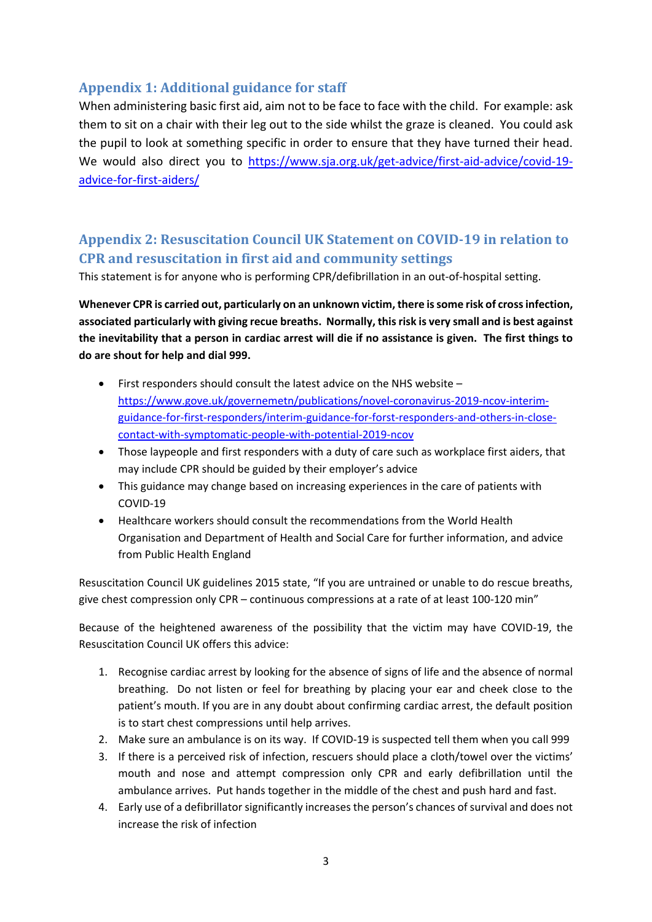## Appendix 1: Additional guidance for staff

When administering basic first aid, aim not to be face to face with the child. For example: ask them to sit on a chair with their leg out to the side whilst the graze is cleaned. You could ask the pupil to look at something specific in order to ensure that they have turned their head. We would also direct you to [https://www.sja.org.uk/get-advice/first-aid-advice/covid-19-advice-for-first-aiders/](https://www.sja.org.uk/get-advice/first-aid-advice/covid-19-advice-for-first-aiders/)

## Appendix 2: Resuscitation Council UK Statement on COVID-19 in relation to CPR and resuscitation in first aid and community settings

This statement is for anyone who is performing CPR/defibrillation in an out-of-hospital setting.

**Whenever CPR is carried out, particularly on an unknown victim, there is some risk of cross infection, associated particularly with giving recue breaths. Normally, this risk is very small and is best against the inevitability that a person in cardiac arrest will die if no assistance is given. The first things to do are shout for help and dial 999.**

- First responders should consult the latest advice on the NHS website – [https://www.gove.uk/governemetn/publications/novel-coronavirus-2019-ncov-interim-guidance-for-first-responders/interim-guidance-for-forst-responders-and-others-in-close-contact-with-symptomatic-people-with-potential-2019-ncov](https://www.gove.uk/governemetn/publications/novel-coronavirus-2019-ncov-interim-guidance-for-first-responders/interim-guidance-for-forst-responders-and-others-in-close-contact-with-symptomatic-people-with-potential-2019-ncov)
- Those laypeople and first responders with a duty of care such as workplace first aiders, that may include CPR should be guided by their employer's advice
- This guidance may change based on increasing experiences in the care of patients with COVID-19
- Healthcare workers should consult the recommendations from the World Health Organisation and Department of Health and Social Care for further information, and advice from Public Health England

Resuscitation Council UK guidelines 2015 state, "If you are untrained or unable to do rescue breaths, give chest compression only CPR – continuous compressions at a rate of at least 100-120 min"

Because of the heightened awareness of the possibility that the victim may have COVID-19, the Resuscitation Council UK offers this advice:

1. Recognise cardiac arrest by looking for the absence of signs of life and the absence of normal breathing. Do not listen or feel for breathing by placing your ear and cheek close to the patient's mouth. If you are in any doubt about confirming cardiac arrest, the default position is to start chest compressions until help arrives.
2. Make sure an ambulance is on its way. If COVID-19 is suspected tell them when you call 999
3. If there is a perceived risk of infection, rescuers should place a cloth/towel over the victims' mouth and nose and attempt compression only CPR and early defibrillation until the ambulance arrives. Put hands together in the middle of the chest and push hard and fast.
4. Early use of a defibrillator significantly increases the person's chances of survival and does not increase the risk of infection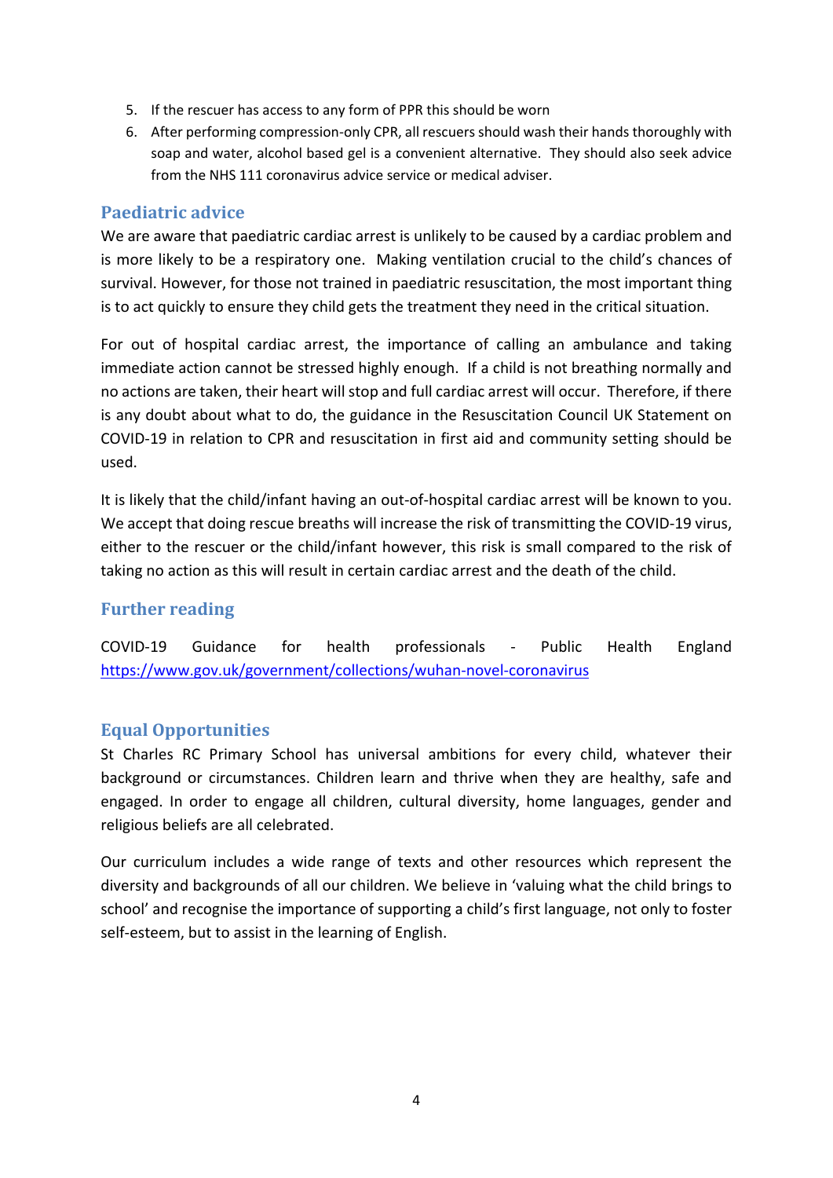5. If the rescuer has access to any form of PPR this should be worn
6. After performing compression-only CPR, all rescuers should wash their hands thoroughly with soap and water, alcohol based gel is a convenient alternative. They should also seek advice from the NHS 111 coronavirus advice service or medical adviser.

## Paediatric advice

We are aware that paediatric cardiac arrest is unlikely to be caused by a cardiac problem and is more likely to be a respiratory one. Making ventilation crucial to the child's chances of survival. However, for those not trained in paediatric resuscitation, the most important thing is to act quickly to ensure they child gets the treatment they need in the critical situation.

For out of hospital cardiac arrest, the importance of calling an ambulance and taking immediate action cannot be stressed highly enough. If a child is not breathing normally and no actions are taken, their heart will stop and full cardiac arrest will occur. Therefore, if there is any doubt about what to do, the guidance in the Resuscitation Council UK Statement on COVID-19 in relation to CPR and resuscitation in first aid and community setting should be used.

It is likely that the child/infant having an out-of-hospital cardiac arrest will be known to you. We accept that doing rescue breaths will increase the risk of transmitting the COVID-19 virus, either to the rescuer or the child/infant however, this risk is small compared to the risk of taking no action as this will result in certain cardiac arrest and the death of the child.

## Further reading

COVID-19 Guidance for health professionals - Public Health England https://www.gov.uk/government/collections/wuhan-novel-coronavirus

## Equal Opportunities

St Charles RC Primary School has universal ambitions for every child, whatever their background or circumstances. Children learn and thrive when they are healthy, safe and engaged. In order to engage all children, cultural diversity, home languages, gender and religious beliefs are all celebrated.

Our curriculum includes a wide range of texts and other resources which represent the diversity and backgrounds of all our children. We believe in 'valuing what the child brings to school' and recognise the importance of supporting a child's first language, not only to foster self-esteem, but to assist in the learning of English.